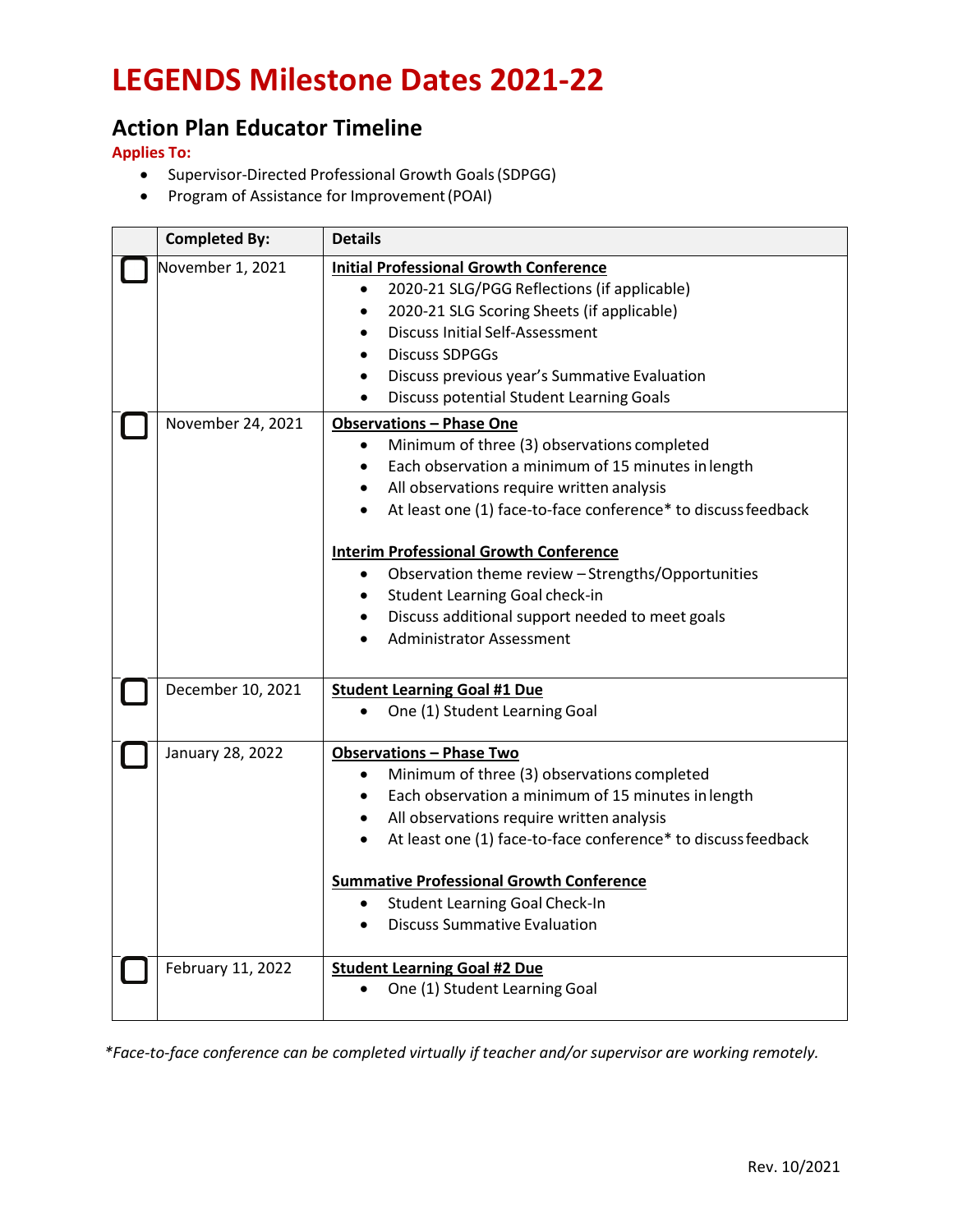# LEGENDS Milestone Dates 2021-22

## Action Plan Educator Timeline

**Applies To:**

- Supervisor-Directed Professional Growth Goals (SDPGG)
- Program of Assistance for Improvement (POAI)

| | Completed By: | Details |
|---|---|---|
| ☐ | November 1, 2021 | **Initial Professional Growth Conference**<br>• 2020-21 SLG/PGG Reflections (if applicable)<br>• 2020-21 SLG Scoring Sheets (if applicable)<br>• Discuss Initial Self-Assessment<br>• Discuss SDPGGs<br>• Discuss previous year's Summative Evaluation<br>• Discuss potential Student Learning Goals |
| ☐ | November 24, 2021 | **Observations – Phase One**<br>• Minimum of three (3) observations completed<br>• Each observation a minimum of 15 minutes in length<br>• All observations require written analysis<br>• At least one (1) face-to-face conference* to discuss feedback<br><br>**Interim Professional Growth Conference**<br>• Observation theme review – Strengths/Opportunities<br>• Student Learning Goal check-in<br>• Discuss additional support needed to meet goals<br>• Administrator Assessment |
| ☐ | December 10, 2021 | **Student Learning Goal #1 Due**<br>• One (1) Student Learning Goal |
| ☐ | January 28, 2022 | **Observations – Phase Two**<br>• Minimum of three (3) observations completed<br>• Each observation a minimum of 15 minutes in length<br>• All observations require written analysis<br>• At least one (1) face-to-face conference* to discuss feedback<br><br>**Summative Professional Growth Conference**<br>• Student Learning Goal Check-In<br>• Discuss Summative Evaluation |
| ☐ | February 11, 2022 | **Student Learning Goal #2 Due**<br>• One (1) Student Learning Goal |

*\*Face-to-face conference can be completed virtually if teacher and/or supervisor are working remotely.*

Rev. 10/2021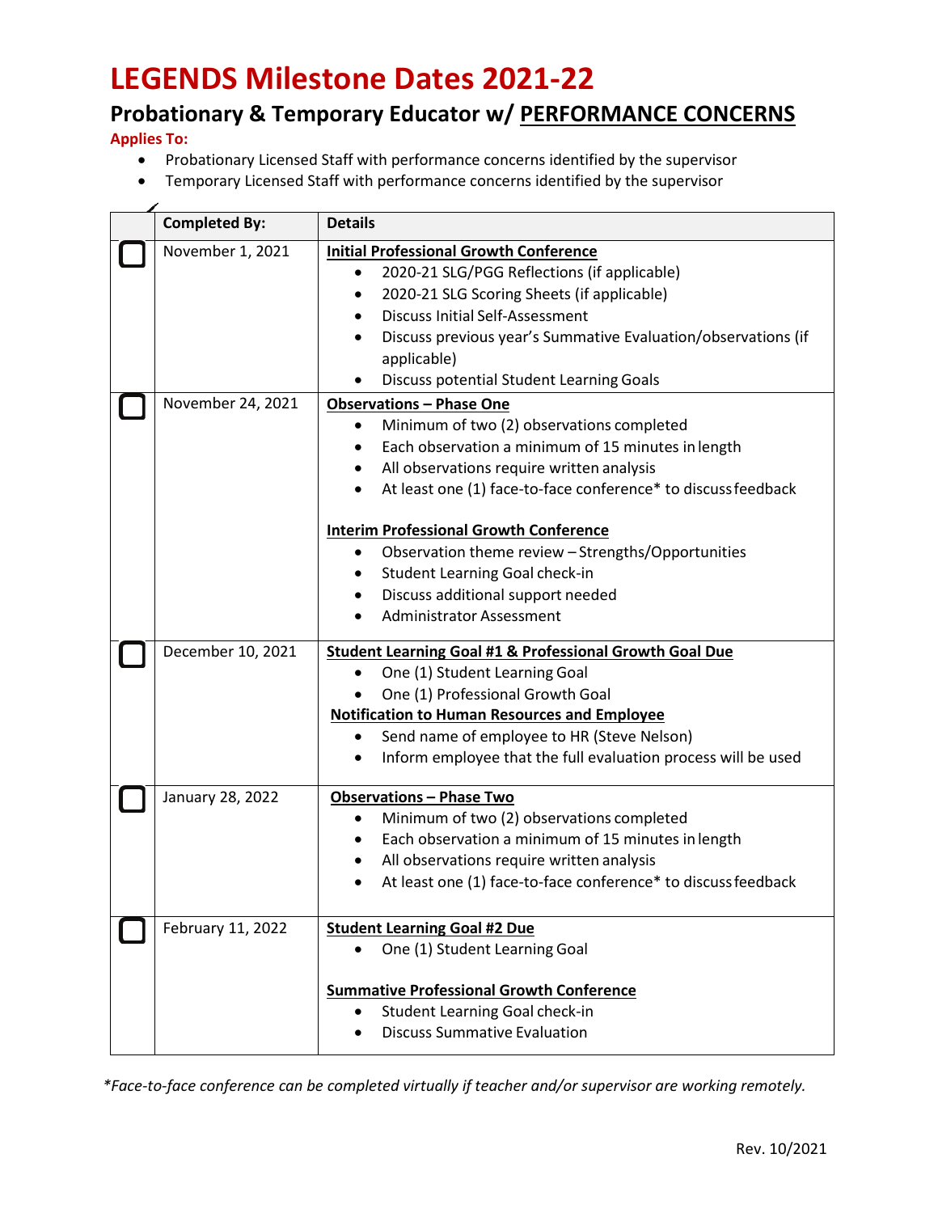# LEGENDS Milestone Dates 2021-22

## Probationary & Temporary Educator w/ PERFORMANCE CONCERNS

**Applies To:**

- Probationary Licensed Staff with performance concerns identified by the supervisor
- Temporary Licensed Staff with performance concerns identified by the supervisor

| | Completed By: | Details |
|---|---|---|
| ☐ | November 1, 2021 | **Initial Professional Growth Conference**<br>• 2020-21 SLG/PGG Reflections (if applicable)<br>• 2020-21 SLG Scoring Sheets (if applicable)<br>• Discuss Initial Self-Assessment<br>• Discuss previous year's Summative Evaluation/observations (if applicable)<br>• Discuss potential Student Learning Goals |
| ☐ | November 24, 2021 | **Observations – Phase One**<br>• Minimum of two (2) observations completed<br>• Each observation a minimum of 15 minutes in length<br>• All observations require written analysis<br>• At least one (1) face-to-face conference* to discuss feedback<br><br>**Interim Professional Growth Conference**<br>• Observation theme review – Strengths/Opportunities<br>• Student Learning Goal check-in<br>• Discuss additional support needed<br>• Administrator Assessment |
| ☐ | December 10, 2021 | **Student Learning Goal #1 & Professional Growth Goal Due**<br>• One (1) Student Learning Goal<br>• One (1) Professional Growth Goal<br>**Notification to Human Resources and Employee**<br>• Send name of employee to HR (Steve Nelson)<br>• Inform employee that the full evaluation process will be used |
| ☐ | January 28, 2022 | **Observations – Phase Two**<br>• Minimum of two (2) observations completed<br>• Each observation a minimum of 15 minutes in length<br>• All observations require written analysis<br>• At least one (1) face-to-face conference* to discuss feedback |
| ☐ | February 11, 2022 | **Student Learning Goal #2 Due**<br>• One (1) Student Learning Goal<br><br>**Summative Professional Growth Conference**<br>• Student Learning Goal check-in<br>• Discuss Summative Evaluation |

*\*Face-to-face conference can be completed virtually if teacher and/or supervisor are working remotely.*

Rev. 10/2021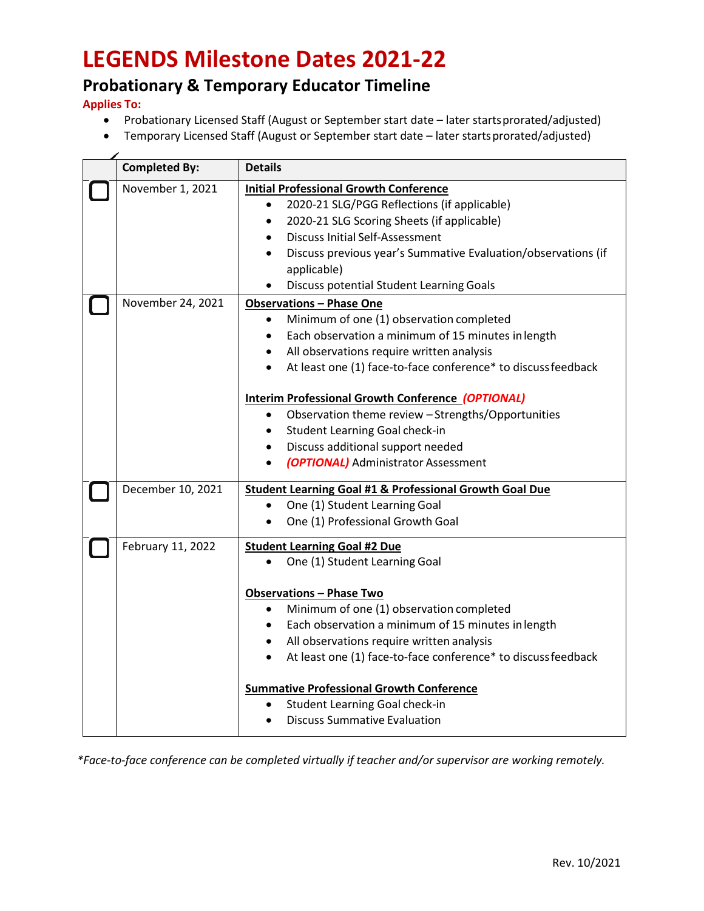# LEGENDS Milestone Dates 2021-22

## Probationary & Temporary Educator Timeline

**Applies To:**

- Probationary Licensed Staff (August or September start date – later starts prorated/adjusted)
- Temporary Licensed Staff (August or September start date – later starts prorated/adjusted)

| | Completed By: | Details |
|---|---|---|
| ☐ | November 1, 2021 | **Initial Professional Growth Conference**<br>• 2020-21 SLG/PGG Reflections (if applicable)<br>• 2020-21 SLG Scoring Sheets (if applicable)<br>• Discuss Initial Self-Assessment<br>• Discuss previous year's Summative Evaluation/observations (if applicable)<br>• Discuss potential Student Learning Goals |
| ☐ | November 24, 2021 | **Observations – Phase One**<br>• Minimum of one (1) observation completed<br>• Each observation a minimum of 15 minutes in length<br>• All observations require written analysis<br>• At least one (1) face-to-face conference* to discuss feedback<br><br>**Interim Professional Growth Conference *(OPTIONAL)***<br>• Observation theme review – Strengths/Opportunities<br>• Student Learning Goal check-in<br>• Discuss additional support needed<br>• *(OPTIONAL)* Administrator Assessment |
| ☐ | December 10, 2021 | **Student Learning Goal #1 & Professional Growth Goal Due**<br>• One (1) Student Learning Goal<br>• One (1) Professional Growth Goal |
| ☐ | February 11, 2022 | **Student Learning Goal #2 Due**<br>• One (1) Student Learning Goal<br><br>**Observations – Phase Two**<br>• Minimum of one (1) observation completed<br>• Each observation a minimum of 15 minutes in length<br>• All observations require written analysis<br>• At least one (1) face-to-face conference* to discuss feedback<br><br>**Summative Professional Growth Conference**<br>• Student Learning Goal check-in<br>• Discuss Summative Evaluation |

*\*Face-to-face conference can be completed virtually if teacher and/or supervisor are working remotely.*

Rev. 10/2021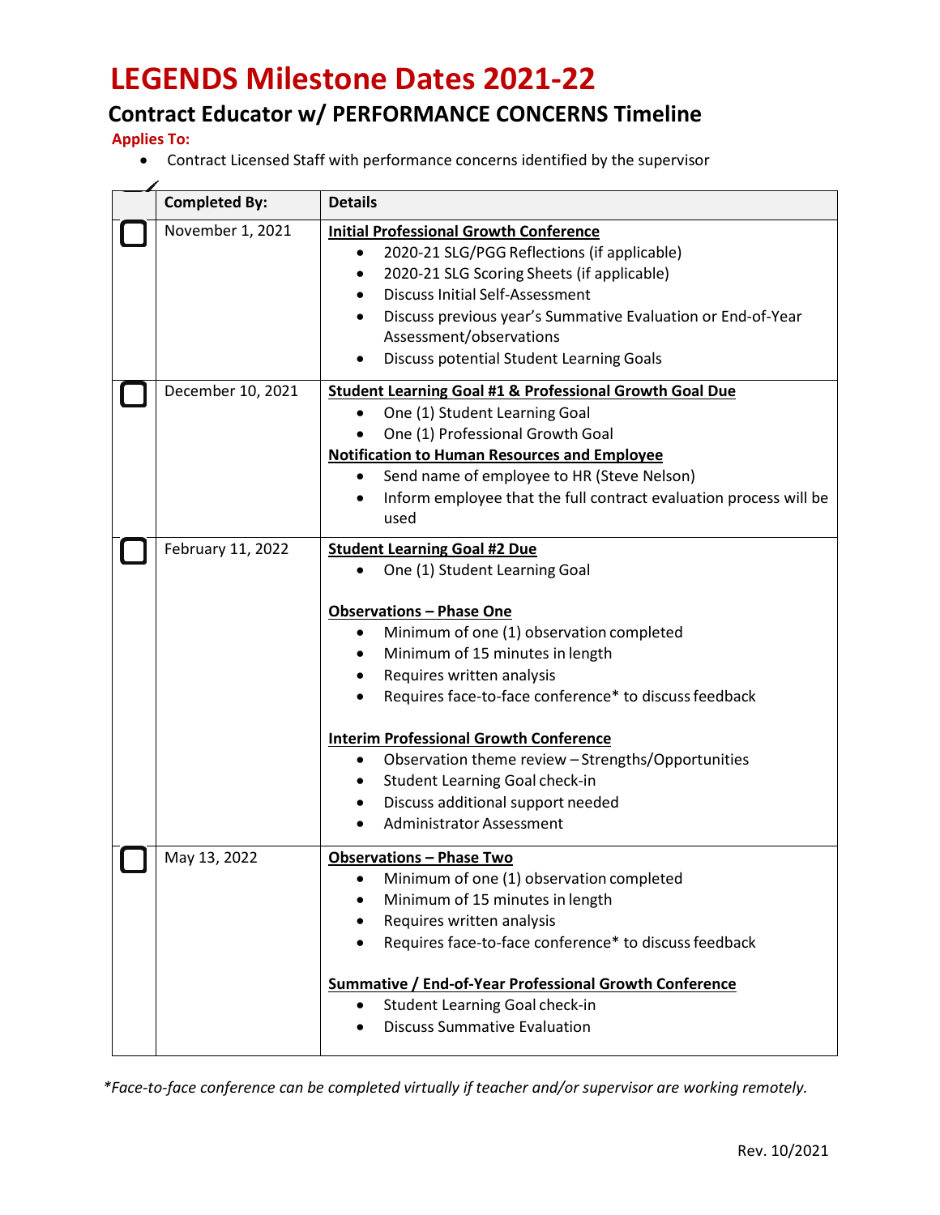# LEGENDS Milestone Dates 2021-22

## Contract Educator w/ PERFORMANCE CONCERNS Timeline

**Applies To:**

- Contract Licensed Staff with performance concerns identified by the supervisor

| | Completed By: | Details |
|---|---|---|
| ☐ | November 1, 2021 | **Initial Professional Growth Conference**<br>• 2020-21 SLG/PGG Reflections (if applicable)<br>• 2020-21 SLG Scoring Sheets (if applicable)<br>• Discuss Initial Self-Assessment<br>• Discuss previous year's Summative Evaluation or End-of-Year Assessment/observations<br>• Discuss potential Student Learning Goals |
| ☐ | December 10, 2021 | **Student Learning Goal #1 & Professional Growth Goal Due**<br>• One (1) Student Learning Goal<br>• One (1) Professional Growth Goal<br>**Notification to Human Resources and Employee**<br>• Send name of employee to HR (Steve Nelson)<br>• Inform employee that the full contract evaluation process will be used |
| ☐ | February 11, 2022 | **Student Learning Goal #2 Due**<br>• One (1) Student Learning Goal<br><br>**Observations – Phase One**<br>• Minimum of one (1) observation completed<br>• Minimum of 15 minutes in length<br>• Requires written analysis<br>• Requires face-to-face conference* to discuss feedback<br><br>**Interim Professional Growth Conference**<br>• Observation theme review – Strengths/Opportunities<br>• Student Learning Goal check-in<br>• Discuss additional support needed<br>• Administrator Assessment |
| ☐ | May 13, 2022 | **Observations – Phase Two**<br>• Minimum of one (1) observation completed<br>• Minimum of 15 minutes in length<br>• Requires written analysis<br>• Requires face-to-face conference* to discuss feedback<br><br>**Summative / End-of-Year Professional Growth Conference**<br>• Student Learning Goal check-in<br>• Discuss Summative Evaluation |

*\*Face-to-face conference can be completed virtually if teacher and/or supervisor are working remotely.*

Rev. 10/2021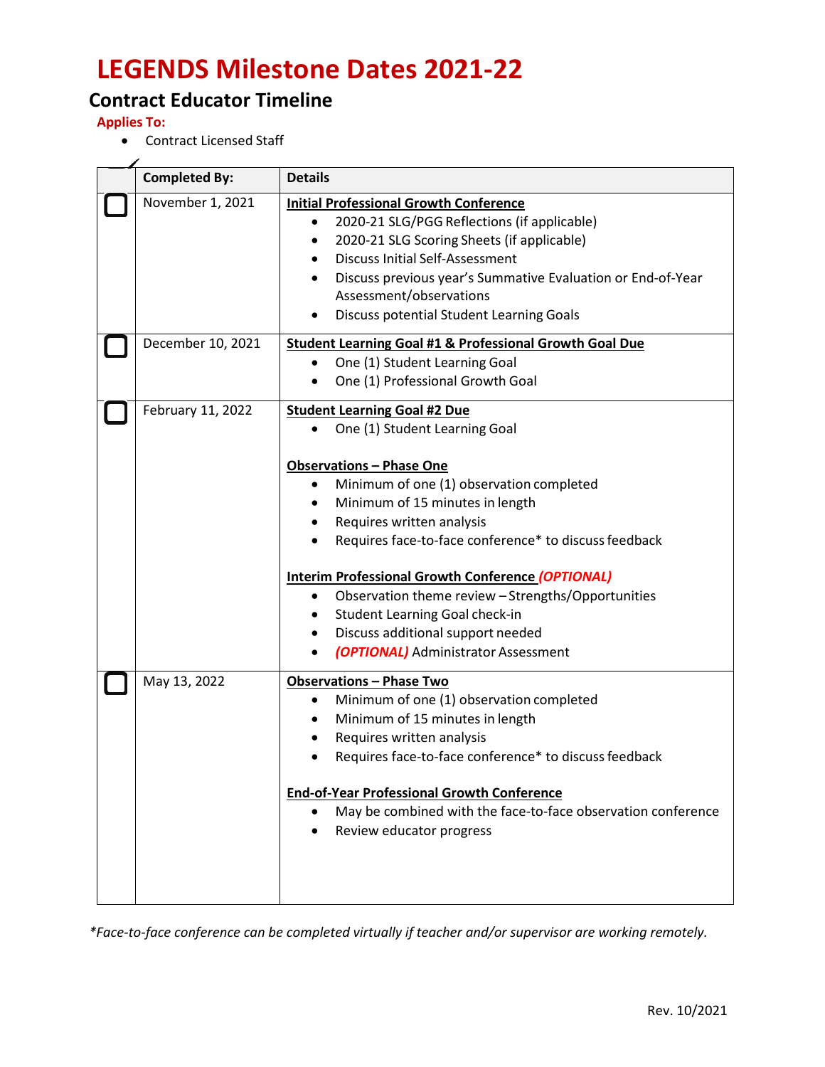# LEGENDS Milestone Dates 2021-22

## Contract Educator Timeline

**Applies To:**

- Contract Licensed Staff

| ✓ | Completed By: | Details |
| --- | --- | --- |
| ☐ | November 1, 2021 | **Initial Professional Growth Conference**<br>• 2020-21 SLG/PGG Reflections (if applicable)<br>• 2020-21 SLG Scoring Sheets (if applicable)<br>• Discuss Initial Self-Assessment<br>• Discuss previous year's Summative Evaluation or End-of-Year Assessment/observations<br>• Discuss potential Student Learning Goals |
| ☐ | December 10, 2021 | **Student Learning Goal #1 & Professional Growth Goal Due**<br>• One (1) Student Learning Goal<br>• One (1) Professional Growth Goal |
| ☐ | February 11, 2022 | **Student Learning Goal #2 Due**<br>• One (1) Student Learning Goal<br><br>**Observations – Phase One**<br>• Minimum of one (1) observation completed<br>• Minimum of 15 minutes in length<br>• Requires written analysis<br>• Requires face-to-face conference* to discuss feedback<br><br>**Interim Professional Growth Conference** ***(OPTIONAL)***<br>• Observation theme review – Strengths/Opportunities<br>• Student Learning Goal check-in<br>• Discuss additional support needed<br>• ***(OPTIONAL)*** Administrator Assessment |
| ☐ | May 13, 2022 | **Observations – Phase Two**<br>• Minimum of one (1) observation completed<br>• Minimum of 15 minutes in length<br>• Requires written analysis<br>• Requires face-to-face conference* to discuss feedback<br><br>**End-of-Year Professional Growth Conference**<br>• May be combined with the face-to-face observation conference<br>• Review educator progress |

*\*Face-to-face conference can be completed virtually if teacher and/or supervisor are working remotely.*

Rev. 10/2021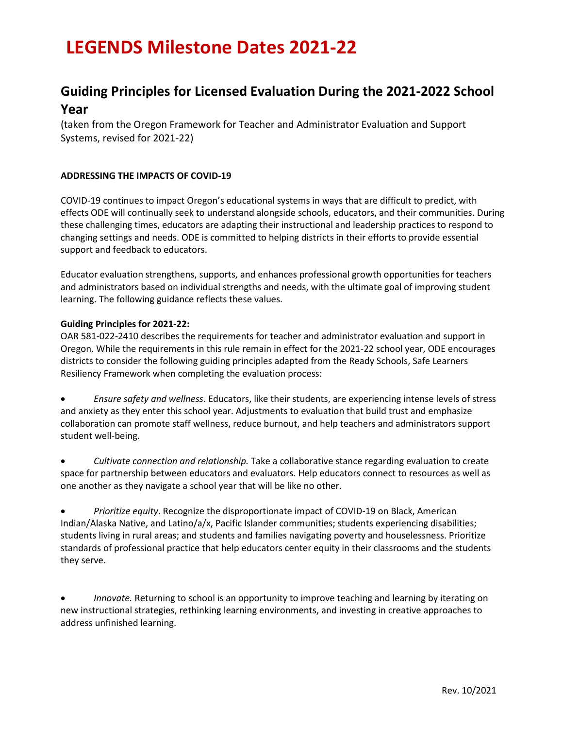# LEGENDS Milestone Dates 2021-22

## Guiding Principles for Licensed Evaluation During the 2021-2022 School Year

(taken from the Oregon Framework for Teacher and Administrator Evaluation and Support Systems, revised for 2021-22)

**ADDRESSING THE IMPACTS OF COVID-19**

COVID-19 continues to impact Oregon's educational systems in ways that are difficult to predict, with effects ODE will continually seek to understand alongside schools, educators, and their communities. During these challenging times, educators are adapting their instructional and leadership practices to respond to changing settings and needs. ODE is committed to helping districts in their efforts to provide essential support and feedback to educators.

Educator evaluation strengthens, supports, and enhances professional growth opportunities for teachers and administrators based on individual strengths and needs, with the ultimate goal of improving student learning. The following guidance reflects these values.

**Guiding Principles for 2021-22:**
OAR 581-022-2410 describes the requirements for teacher and administrator evaluation and support in Oregon. While the requirements in this rule remain in effect for the 2021-22 school year, ODE encourages districts to consider the following guiding principles adapted from the Ready Schools, Safe Learners Resiliency Framework when completing the evaluation process:

- *Ensure safety and wellness*. Educators, like their students, are experiencing intense levels of stress and anxiety as they enter this school year. Adjustments to evaluation that build trust and emphasize collaboration can promote staff wellness, reduce burnout, and help teachers and administrators support student well-being.

- *Cultivate connection and relationship.* Take a collaborative stance regarding evaluation to create space for partnership between educators and evaluators. Help educators connect to resources as well as one another as they navigate a school year that will be like no other.

- *Prioritize equity*. Recognize the disproportionate impact of COVID-19 on Black, American Indian/Alaska Native, and Latino/a/x, Pacific Islander communities; students experiencing disabilities; students living in rural areas; and students and families navigating poverty and houselessness. Prioritize standards of professional practice that help educators center equity in their classrooms and the students they serve.

- *Innovate.* Returning to school is an opportunity to improve teaching and learning by iterating on new instructional strategies, rethinking learning environments, and investing in creative approaches to address unfinished learning.

Rev. 10/2021